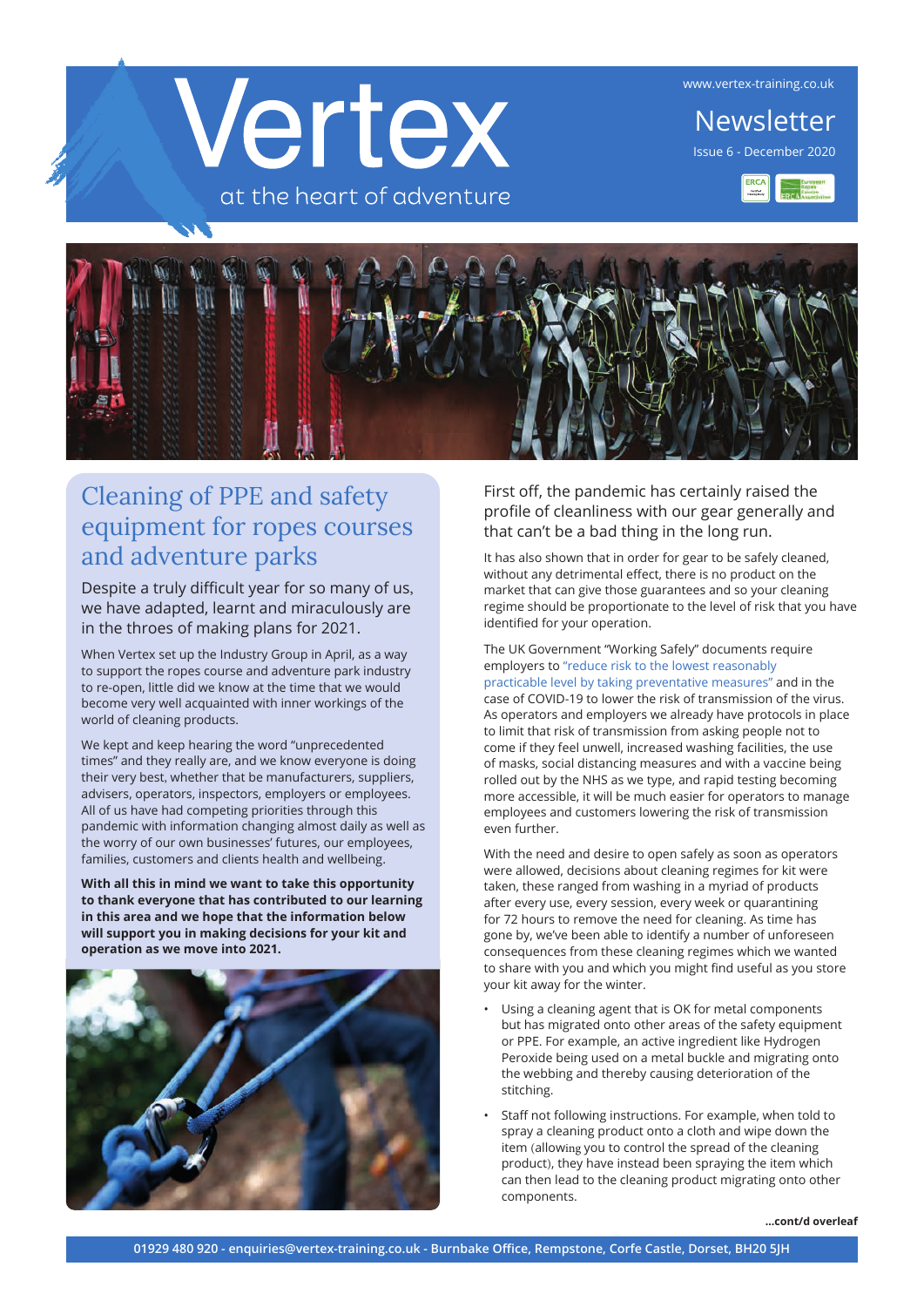# Vertex

at the heart of adventure

www.vertex-training.co.uk

Newsletter

Issue 6 - December 2020

## Cleaning of PPE and safety equipment for ropes courses and adventure parks

Despite a truly difficult year for so many of us, we have adapted, learnt and miraculously are in the throes of making plans for 2021.

When Vertex set up the Industry Group in April, as a way to support the ropes course and adventure park industry to re-open, little did we know at the time that we would become very well acquainted with inner workings of the world of cleaning products.

We kept and keep hearing the word "unprecedented times" and they really are, and we know everyone is doing their very best, whether that be manufacturers, suppliers, advisers, operators, inspectors, employers or employees. All of us have had competing priorities through this pandemic with information changing almost daily as well as the worry of our own businesses' futures, our employees, families, customers and clients health and wellbeing.

**With all this in mind we want to take this opportunity to thank everyone that has contributed to our learning in this area and we hope that the information below will support you in making decisions for your kit and operation as we move into 2021.**

First off, the pandemic has certainly raised the profile of cleanliness with our gear generally and that can't be a bad thing in the long run.

It has also shown that in order for gear to be safely cleaned, without any detrimental effect, there is no product on the market that can give those guarantees and so your cleaning regime should be proportionate to the level of risk that you have identified for your operation.

The UK Government "Working Safely" documents require employers to "reduce risk to the lowest reasonably practicable level by taking preventative measures" and in the case of COVID-19 to lower the risk of transmission of the virus. As operators and employers we already have protocols in place to limit that risk of transmission from asking people not to come if they feel unwell, increased washing facilities, the use of masks, social distancing measures and with a vaccine being rolled out by the NHS as we type, and rapid testing becoming more accessible, it will be much easier for operators to manage employees and customers lowering the risk of transmission even further.

With the need and desire to open safely as soon as operators were allowed, decisions about cleaning regimes for kit were taken, these ranged from washing in a myriad of products after every use, every session, every week or quarantining for 72 hours to remove the need for cleaning. As time has gone by, we've been able to identify a number of unforeseen consequences from these cleaning regimes which we wanted to share with you and which you might find useful as you store your kit away for the winter.

- Using a cleaning agent that is OK for metal components but has migrated onto other areas of the safety equipment or PPE. For example, an active ingredient like Hydrogen Peroxide being used on a metal buckle and migrating onto the webbing and thereby causing deterioration of the stitching.
- Staff not following instructions. For example, when told to spray a cleaning product onto a cloth and wipe down the item (allowing you to control the spread of the cleaning product), they have instead been spraying the item which can then lead to the cleaning product migrating onto other components.

**...cont/d overleaf**

01929 480 920 - enquiries@vertex-training.co.uk - Burnbake Office, Rempstone, Corfe Castle, Dorset, BH20 5JH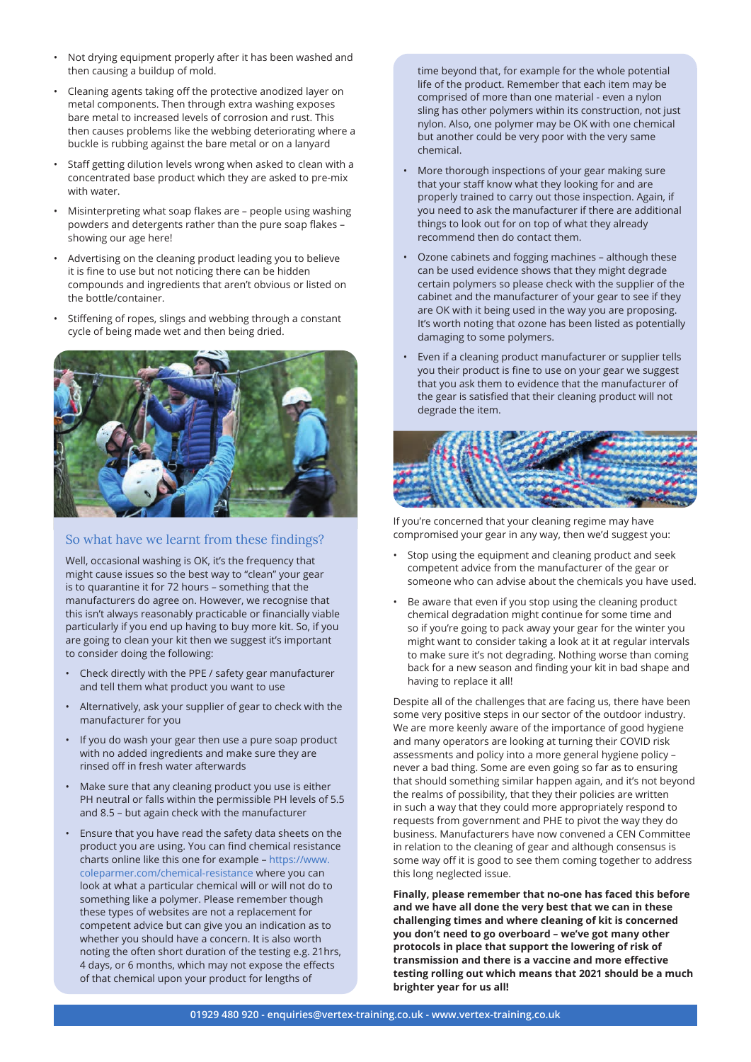- Not drying equipment properly after it has been washed and then causing a buildup of mold.
- Cleaning agents taking off the protective anodized layer on metal components. Then through extra washing exposes bare metal to increased levels of corrosion and rust. This then causes problems like the webbing deteriorating where a buckle is rubbing against the bare metal or on a lanyard
- Staff getting dilution levels wrong when asked to clean with a concentrated base product which they are asked to pre-mix with water.
- Misinterpreting what soap flakes are – people using washing powders and detergents rather than the pure soap flakes – showing our age here!
- Advertising on the cleaning product leading you to believe it is fine to use but not noticing there can be hidden compounds and ingredients that aren't obvious or listed on the bottle/container.
- Stiffening of ropes, slings and webbing through a constant cycle of being made wet and then being dried.

## So what have we learnt from these findings?

Well, occasional washing is OK, it's the frequency that might cause issues so the best way to "clean" your gear is to quarantine it for 72 hours – something that the manufacturers do agree on. However, we recognise that this isn't always reasonably practicable or financially viable particularly if you end up having to buy more kit. So, if you are going to clean your kit then we suggest it's important to consider doing the following:

- Check directly with the PPE / safety gear manufacturer and tell them what product you want to use
- Alternatively, ask your supplier of gear to check with the manufacturer for you
- If you do wash your gear then use a pure soap product with no added ingredients and make sure they are rinsed off in fresh water afterwards
- Make sure that any cleaning product you use is either PH neutral or falls within the permissible PH levels of 5.5 and 8.5 – but again check with the manufacturer
- Ensure that you have read the safety data sheets on the product you are using. You can find chemical resistance charts online like this one for example – https://www.coleparmer.com/chemical-resistance where you can look at what a particular chemical will or will not do to something like a polymer. Please remember though these types of websites are not a replacement for competent advice but can give you an indication as to whether you should have a concern. It is also worth noting the often short duration of the testing e.g. 21hrs, 4 days, or 6 months, which may not expose the effects of that chemical upon your product for lengths of time beyond that, for example for the whole potential life of the product. Remember that each item may be comprised of more than one material - even a nylon sling has other polymers within its construction, not just nylon. Also, one polymer may be OK with one chemical but another could be very poor with the very same chemical.
- More thorough inspections of your gear making sure that your staff know what they looking for and are properly trained to carry out those inspection. Again, if you need to ask the manufacturer if there are additional things to look out for on top of what they already recommend then do contact them.
- Ozone cabinets and fogging machines – although these can be used evidence shows that they might degrade certain polymers so please check with the supplier of the cabinet and the manufacturer of your gear to see if they are OK with it being used in the way you are proposing. It's worth noting that ozone has been listed as potentially damaging to some polymers.
- Even if a cleaning product manufacturer or supplier tells you their product is fine to use on your gear we suggest that you ask them to evidence that the manufacturer of the gear is satisfied that their cleaning product will not degrade the item.

If you're concerned that your cleaning regime may have compromised your gear in any way, then we'd suggest you:

- Stop using the equipment and cleaning product and seek competent advice from the manufacturer of the gear or someone who can advise about the chemicals you have used.
- Be aware that even if you stop using the cleaning product chemical degradation might continue for some time and so if you're going to pack away your gear for the winter you might want to consider taking a look at it at regular intervals to make sure it's not degrading. Nothing worse than coming back for a new season and finding your kit in bad shape and having to replace it all!

Despite all of the challenges that are facing us, there have been some very positive steps in our sector of the outdoor industry. We are more keenly aware of the importance of good hygiene and many operators are looking at turning their COVID risk assessments and policy into a more general hygiene policy – never a bad thing. Some are even going so far as to ensuring that should something similar happen again, and it's not beyond the realms of possibility, that they their policies are written in such a way that they could more appropriately respond to requests from government and PHE to pivot the way they do business. Manufacturers have now convened a CEN Committee in relation to the cleaning of gear and although consensus is some way off it is good to see them coming together to address this long neglected issue.

**Finally, please remember that no-one has faced this before and we have all done the very best that we can in these challenging times and where cleaning of kit is concerned you don't need to go overboard – we've got many other protocols in place that support the lowering of risk of transmission and there is a vaccine and more effective testing rolling out which means that 2021 should be a much brighter year for us all!**

01929 480 920 - enquiries@vertex-training.co.uk - www.vertex-training.co.uk